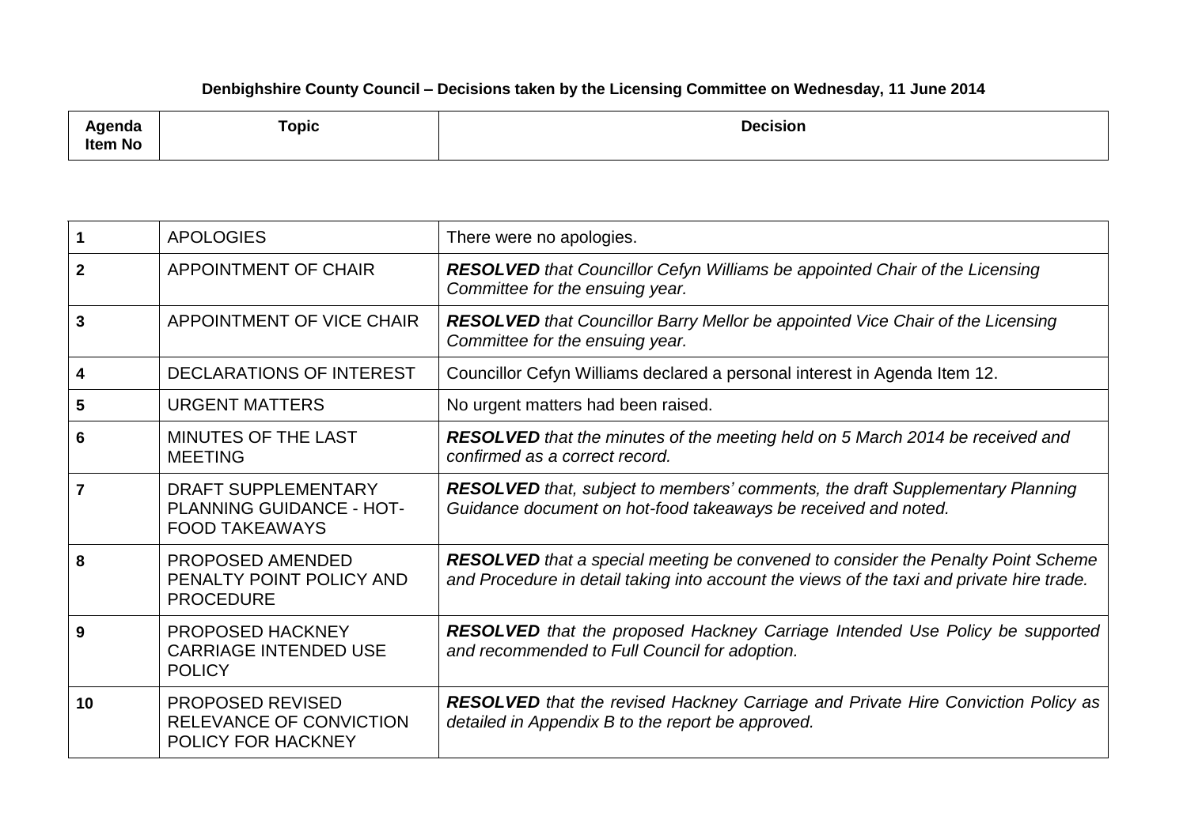**Denbighshire County Council – Decisions taken by the Licensing Committee on Wednesday, 11 June 2014**

| Agenda Item No | Topic | Decision |
|---|---|---|
| **1** | APOLOGIES | There were no apologies. |
| **2** | APPOINTMENT OF CHAIR | ***RESOLVED*** *that Councillor Cefyn Williams be appointed Chair of the Licensing Committee for the ensuing year.* |
| **3** | APPOINTMENT OF VICE CHAIR | ***RESOLVED*** *that Councillor Barry Mellor be appointed Vice Chair of the Licensing Committee for the ensuing year.* |
| **4** | DECLARATIONS OF INTEREST | Councillor Cefyn Williams declared a personal interest in Agenda Item 12. |
| **5** | URGENT MATTERS | No urgent matters had been raised. |
| **6** | MINUTES OF THE LAST MEETING | ***RESOLVED*** *that the minutes of the meeting held on 5 March 2014 be received and confirmed as a correct record.* |
| **7** | DRAFT SUPPLEMENTARY PLANNING GUIDANCE - HOT-FOOD TAKEAWAYS | ***RESOLVED*** *that, subject to members' comments, the draft Supplementary Planning Guidance document on hot-food takeaways be received and noted.* |
| **8** | PROPOSED AMENDED PENALTY POINT POLICY AND PROCEDURE | ***RESOLVED*** *that a special meeting be convened to consider the Penalty Point Scheme and Procedure in detail taking into account the views of the taxi and private hire trade.* |
| **9** | PROPOSED HACKNEY CARRIAGE INTENDED USE POLICY | ***RESOLVED*** *that the proposed Hackney Carriage Intended Use Policy be supported and recommended to Full Council for adoption.* |
| **10** | PROPOSED REVISED RELEVANCE OF CONVICTION POLICY FOR HACKNEY | ***RESOLVED*** *that the revised Hackney Carriage and Private Hire Conviction Policy as detailed in Appendix B to the report be approved.* |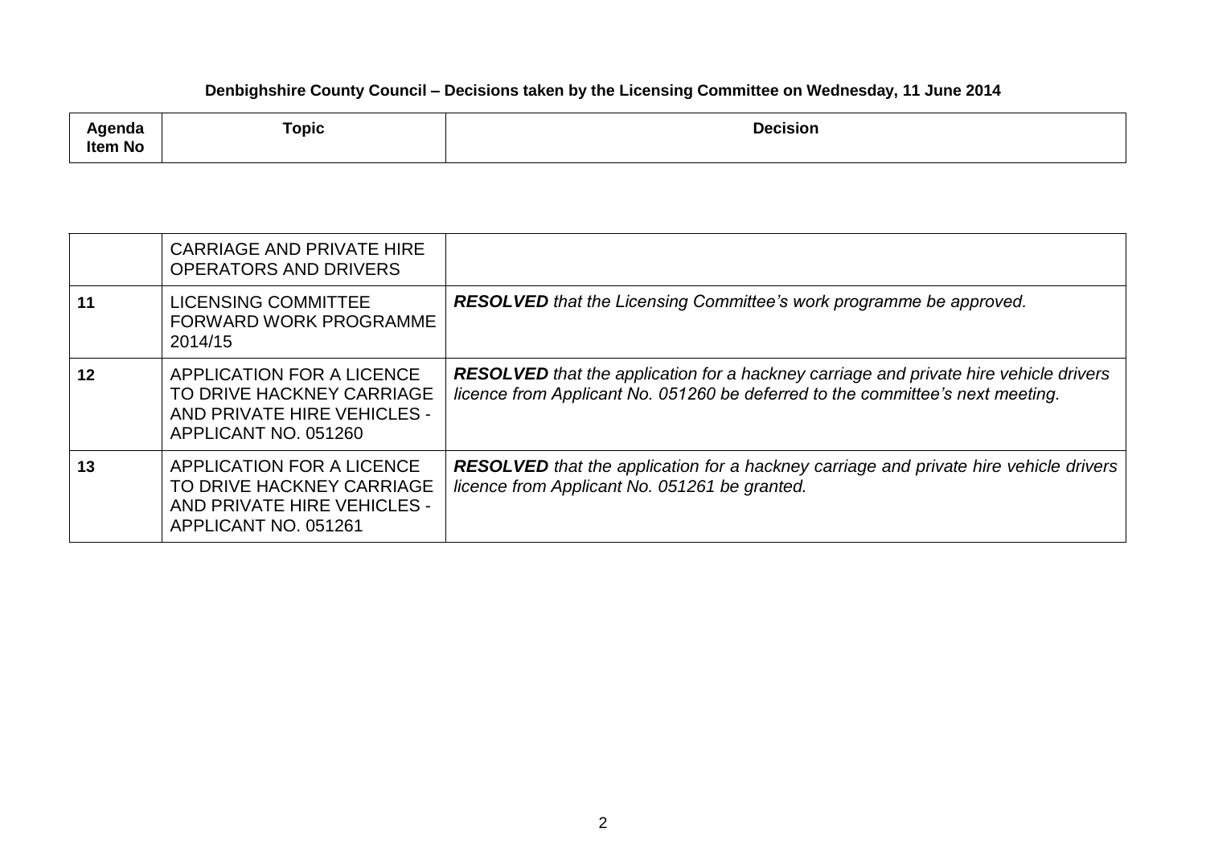**Denbighshire County Council – Decisions taken by the Licensing Committee on Wednesday, 11 June 2014**

| Agenda Item No | Topic | Decision |
|---|---|---|
| | CARRIAGE AND PRIVATE HIRE OPERATORS AND DRIVERS | |
| 11 | LICENSING COMMITTEE FORWARD WORK PROGRAMME 2014/15 | ***RESOLVED*** *that the Licensing Committee's work programme be approved.* |
| 12 | APPLICATION FOR A LICENCE TO DRIVE HACKNEY CARRIAGE AND PRIVATE HIRE VEHICLES - APPLICANT NO. 051260 | ***RESOLVED*** *that the application for a hackney carriage and private hire vehicle drivers licence from Applicant No. 051260 be deferred to the committee's next meeting.* |
| 13 | APPLICATION FOR A LICENCE TO DRIVE HACKNEY CARRIAGE AND PRIVATE HIRE VEHICLES - APPLICANT NO. 051261 | ***RESOLVED*** *that the application for a hackney carriage and private hire vehicle drivers licence from Applicant No. 051261 be granted.* |